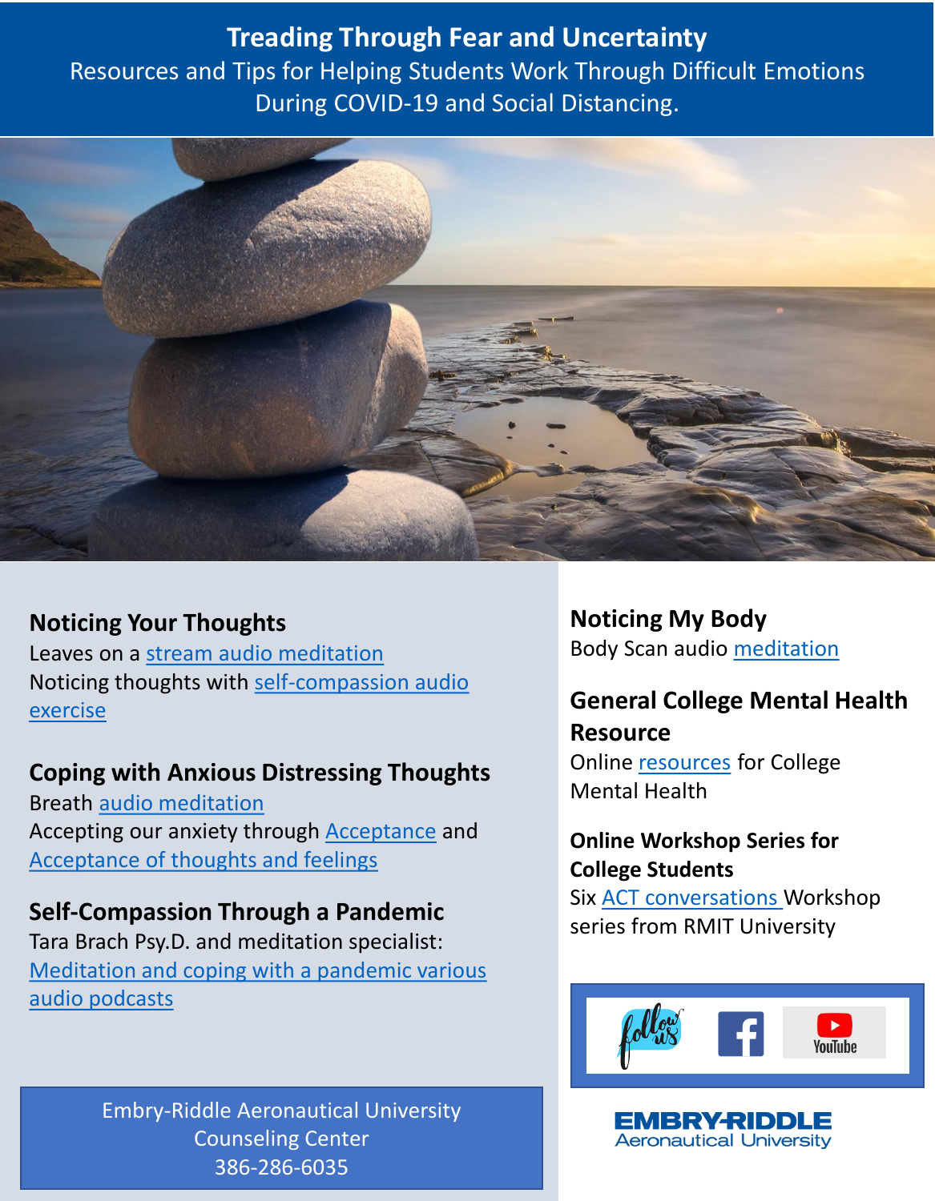# Treading Through Fear and Uncertainty

Resources and Tips for Helping Students Work Through Difficult Emotions During COVID-19 and Social Distancing.

## Noticing Your Thoughts

Leaves on a stream audio meditation
Noticing thoughts with self-compassion audio exercise

## Coping with Anxious Distressing Thoughts

Breath audio meditation
Accepting our anxiety through Acceptance and Acceptance of thoughts and feelings

## Self-Compassion Through a Pandemic

Tara Brach Psy.D. and meditation specialist:
Meditation and coping with a pandemic various audio podcasts

## Noticing My Body

Body Scan audio meditation

## General College Mental Health Resource

Online resources for College Mental Health

## Online Workshop Series for College Students

Six ACT conversations Workshop series from RMIT University

follow us

Embry-Riddle Aeronautical University
Counseling Center
386-286-6035

EMBRY-RIDDLE
Aeronautical University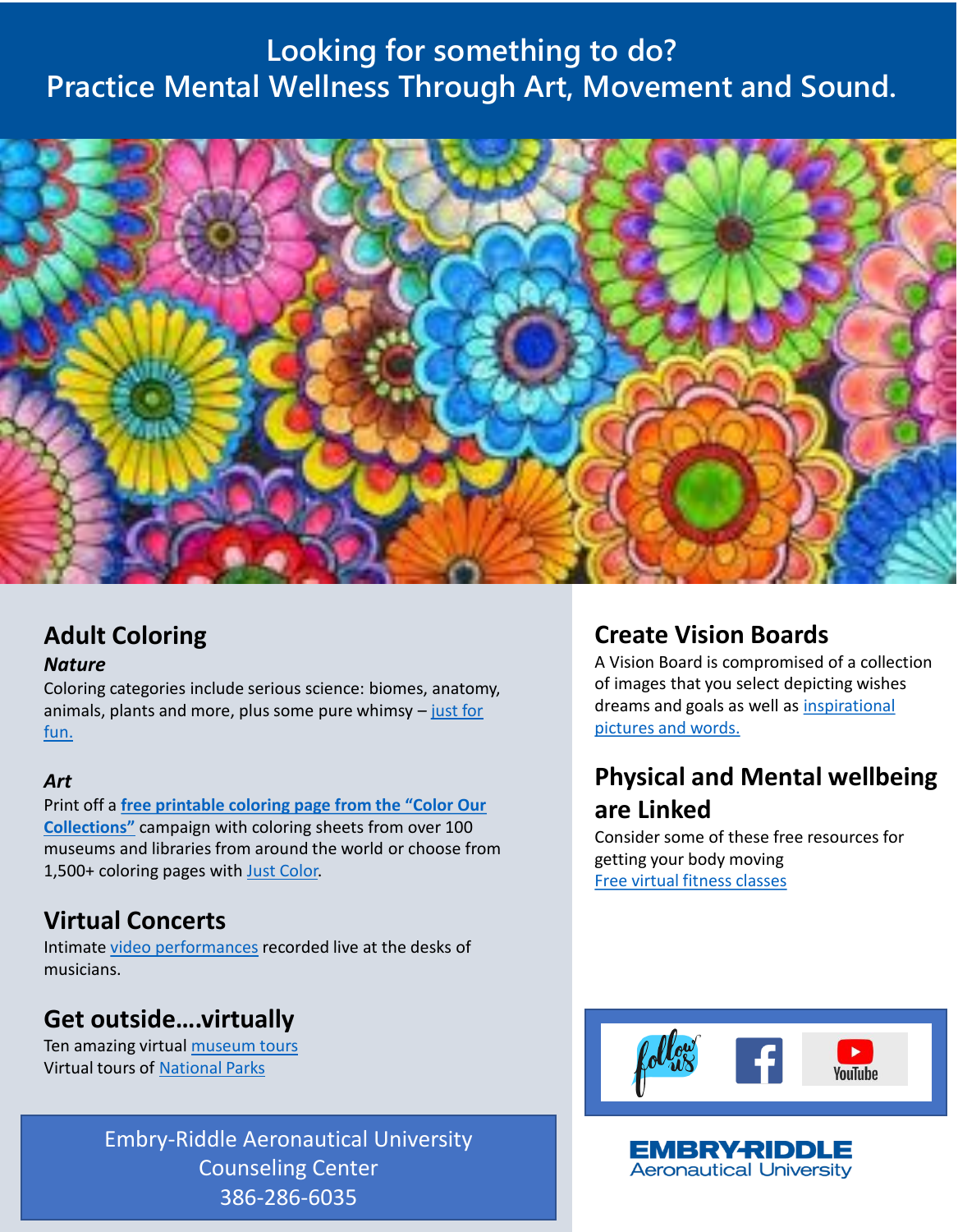# Looking for something to do? Practice Mental Wellness Through Art, Movement and Sound.

## Adult Coloring

***Nature***

Coloring categories include serious science: biomes, anatomy, animals, plants and more, plus some pure whimsy – just for fun.

***Art***

Print off a **free printable coloring page from the "Color Our Collections"** campaign with coloring sheets from over 100 museums and libraries from around the world or choose from 1,500+ coloring pages with Just Color.

## Virtual Concerts

Intimate video performances recorded live at the desks of musicians.

## Get outside….virtually

Ten amazing virtual museum tours

Virtual tours of National Parks

Embry-Riddle Aeronautical University
Counseling Center
386-286-6035

## Create Vision Boards

A Vision Board is compromised of a collection of images that you select depicting wishes dreams and goals as well as inspirational pictures and words.

## Physical and Mental wellbeing are Linked

Consider some of these free resources for getting your body moving

Free virtual fitness classes

follow us

YouTube

EMBRY-RIDDLE
Aeronautical University